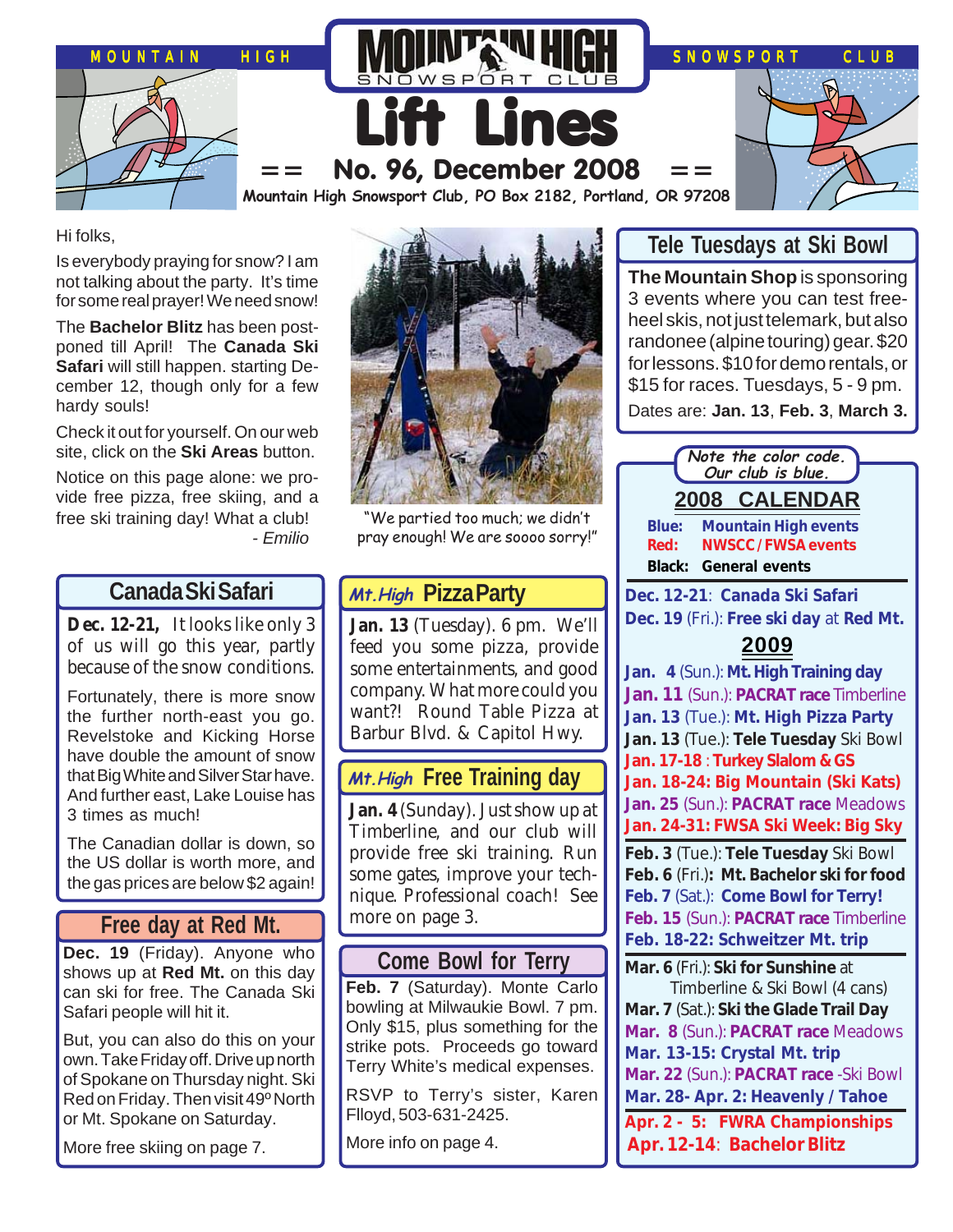MOUNTAIN HIGH SNOWSPORT CLUB

# Lift Lines

## == No. 96, December 2008 ==

**Mountain High Snowsport Club, PO Box 2182, Portland, OR 97208**

Hi folks,

Is everybody praying for snow? I am not talking about the party. It's time for some real prayer! We need snow!

The **Bachelor Blitz** has been postponed till April! The **Canada Ski Safari** will still happen. starting December 12, though only for a few hardy souls!

Check it out for yourself. On our web site, click on the **Ski Areas** button.

Notice on this page alone: we provide free pizza, free skiing, and a free ski training day! What a club!

*- Emilio*

"We partied too much; we didn't pray enough! We are soooo sorry!"

## Tele Tuesdays at Ski Bowl

**The Mountain Shop** is sponsoring 3 events where you can test free-heel skis, not just telemark, but also randonee (alpine touring) gear. $20 for lessons. $10 for demo rentals, or $15 for races. Tuesdays, 5 - 9 pm.

Dates are: **Jan. 13**, **Feb. 3**, **March 3.**

## Canada Ski Safari

**Dec. 12-21,** It looks like only 3 of us will go this year, partly because of the snow conditions.

Fortunately, there is more snow the further north-east you go. Revelstoke and Kicking Horse have double the amount of snow that Big White and Silver Star have. And further east, Lake Louise has 3 times as much!

The Canadian dollar is down, so the US dollar is worth more, and the gas prices are below $2 again!

## Free day at Red Mt.

**Dec. 19** (Friday). Anyone who shows up at **Red Mt.** on this day can ski for free. The Canada Ski Safari people will hit it.

But, you can also do this on your own. Take Friday off. Drive up north of Spokane on Thursday night. Ski Red on Friday. Then visit 49º North or Mt. Spokane on Saturday.

More free skiing on page 7.

## *Mt.High* Pizza Party

**Jan. 13** (Tuesday). 6 pm. We'll feed you some pizza, provide some entertainments, and good company. What more could you want?! Round Table Pizza at Barbur Blvd. & Capitol Hwy.

## *Mt.High* Free Training day

**Jan. 4** (Sunday). Just show up at Timberline, and our club will provide free ski training. Run some gates, improve your technique. Professional coach! See more on page 3.

## Come Bowl for Terry

**Feb. 7** (Saturday). Monte Carlo bowling at Milwaukie Bowl. 7 pm. Only $15, plus something for the strike pots. Proceeds go toward Terry White's medical expenses.

RSVP to Terry's sister, Karen Flloyd, 503-631-2425.

More info on page 4.

*Note the color code. Our club is blue.*

## 2008 CALENDAR

**Blue:** Mountain High events
**Red:** NWSCC / FWSA events
**Black:** General events

**Dec. 12-21**: **Canada Ski Safari**
**Dec. 19** (Fri.): **Free ski day** at **Red Mt.**

### 2009

**Jan. 4** (Sun.): **Mt. High Training day**
**Jan. 11** (Sun.): **PACRAT race** Timberline
**Jan. 13** (Tue.): **Mt. High Pizza Party**
**Jan. 13** (Tue.): **Tele Tuesday** Ski Bowl
**Jan. 17-18** : **Turkey Slalom & GS**
**Jan. 18-24: Big Mountain (Ski Kats)**
**Jan. 25** (Sun.): **PACRAT race** Meadows
**Jan. 24-31: FWSA Ski Week: Big Sky**

**Feb. 3** (Tue.): **Tele Tuesday** Ski Bowl
**Feb. 6** (Fri.)**: Mt. Bachelor ski for food**
**Feb. 7** (Sat.): **Come Bowl for Terry!**
**Feb. 15** (Sun.): **PACRAT race** Timberline
**Feb. 18-22: Schweitzer Mt. trip**

**Mar. 6** (Fri.): **Ski for Sunshine** at Timberline & Ski Bowl (4 cans)
**Mar. 7** (Sat.): **Ski the Glade Trail Day**
**Mar. 8** (Sun.): **PACRAT race** Meadows
**Mar. 13-15: Crystal Mt. trip**
**Mar. 22** (Sun.): **PACRAT race** -Ski Bowl
**Mar. 28- Apr. 2: Heavenly / Tahoe**
**Apr. 2 - 5: FWRA Championships**
**Apr. 12-14**: **Bachelor Blitz**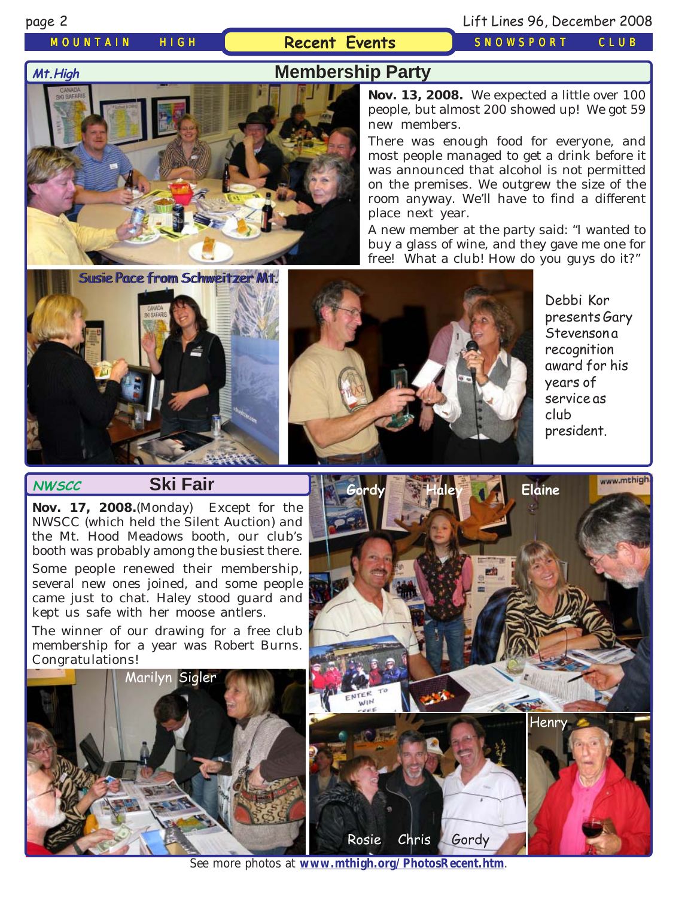MOUNTAIN HIGH **Recent Events** SNOWSPORT CLUB

## Membership Party

*Mt.High*

**Nov. 13, 2008.** We expected a little over 100 people, but almost 200 showed up! We got 59 new members.

There was enough food for everyone, and most people managed to get a drink before it was announced that alcohol is not permitted on the premises. We outgrew the size of the room anyway. We'll have to find a different place next year.

A new member at the party said: "I wanted to buy a glass of wine, and they gave me one for free! What a club! How do you guys do it?"

Susie Pace from Schweitzer Mt.

Debbi Kor presents Gary Stevenson a recognition award for his years of service as club president.

## Ski Fair

*NWSCC*

**Nov. 17, 2008.**(Monday) Except for the NWSCC (which held the Silent Auction) and the Mt. Hood Meadows booth, our club's booth was probably among the busiest there.

Some people renewed their membership, several new ones joined, and some people came just to chat. Haley stood guard and kept us safe with her moose antlers.

The winner of our drawing for a free club membership for a year was Robert Burns. Congratulations!

Marilyn Sigler

Gordy Haley Elaine

Rosie Chris Gordy

Henry

See more photos at **www.mthigh.org/PhotosRecent.htm**.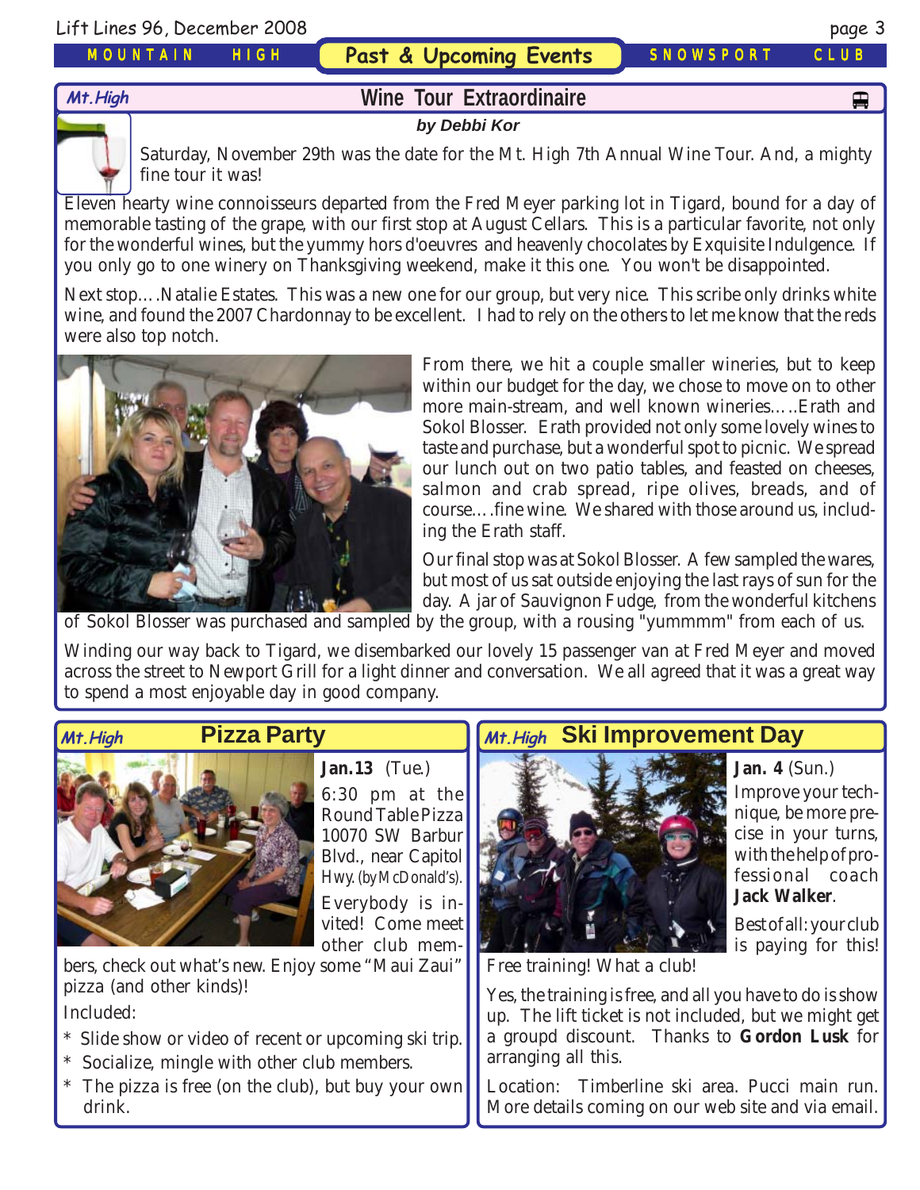## Wine Tour Extraordinaire

***by Debbi Kor***

Saturday, November 29th was the date for the Mt. High 7th Annual Wine Tour. And, a mighty fine tour it was!

Eleven hearty wine connoisseurs departed from the Fred Meyer parking lot in Tigard, bound for a day of memorable tasting of the grape, with our first stop at August Cellars. This is a particular favorite, not only for the wonderful wines, but the yummy hors d'oeuvres and heavenly chocolates by Exquisite Indulgence. If you only go to one winery on Thanksgiving weekend, make it this one. You won't be disappointed.

Next stop….Natalie Estates. This was a new one for our group, but very nice. This scribe only drinks white wine, and found the 2007 Chardonnay to be excellent. I had to rely on the others to let me know that the reds were also top notch.

From there, we hit a couple smaller wineries, but to keep within our budget for the day, we chose to move on to other more main-stream, and well known wineries…..Erath and Sokol Blosser. Erath provided not only some lovely wines to taste and purchase, but a wonderful spot to picnic. We spread our lunch out on two patio tables, and feasted on cheeses, salmon and crab spread, ripe olives, breads, and of course….fine wine. We shared with those around us, including the Erath staff.

Our final stop was at Sokol Blosser. A few sampled the wares, but most of us sat outside enjoying the last rays of sun for the day. A jar of Sauvignon Fudge, from the wonderful kitchens of Sokol Blosser was purchased and sampled by the group, with a rousing "yummmm" from each of us.

Winding our way back to Tigard, we disembarked our lovely 15 passenger van at Fred Meyer and moved across the street to Newport Grill for a light dinner and conversation. We all agreed that it was a great way to spend a most enjoyable day in good company.

## Pizza Party

**Jan. 13** (Tue.)

6:30 pm at the Round Table Pizza 10070 SW Barbur Blvd., near Capitol Hwy. (by McDonald's).

Everybody is invited! Come meet other club members, check out what's new. Enjoy some "Maui Zaui" pizza (and other kinds)!

Included:

* Slide show or video of recent or upcoming ski trip.
* Socialize, mingle with other club members.
* The pizza is free (on the club), but buy your own drink.

## Ski Improvement Day

**Jan. 4** (Sun.)

Improve your technique, be more precise in your turns, with the help of professional coach **Jack Walker**.

Best of all: your club is paying for this! Free training! What a club!

Yes, the training is free, and all you have to do is show up. The lift ticket is not included, but we might get a groupd discount. Thanks to **Gordon Lusk** for arranging all this.

Location: Timberline ski area. Pucci main run. More details coming on our web site and via email.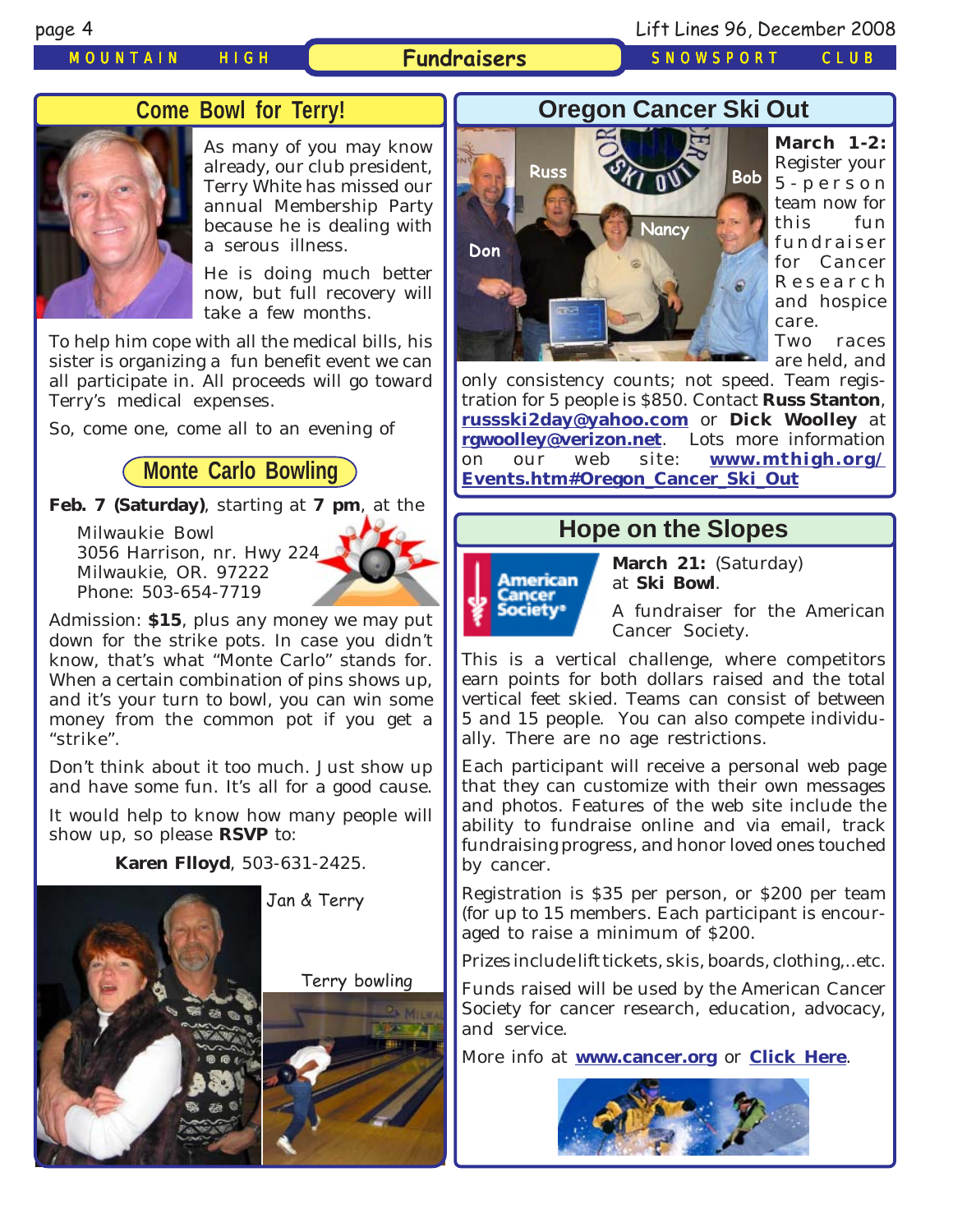# Fundraisers

## Come Bowl for Terry!

As many of you may know already, our club president, Terry White has missed our annual Membership Party because he is dealing with a serous illness.

He is doing much better now, but full recovery will take a few months.

To help him cope with all the medical bills, his sister is organizing a fun benefit event we can all participate in. All proceeds will go toward Terry's medical expenses.

So, come one, come all to an evening of

### Monte Carlo Bowling

**Feb. 7 (Saturday)**, starting at **7 pm**, at the

Milwaukie Bowl
3056 Harrison, nr. Hwy 224
Milwaukie, OR. 97222
Phone: 503-654-7719

Admission: **$15**, plus any money we may put down for the strike pots. In case you didn't know, that's what "Monte Carlo" stands for. When a certain combination of pins shows up, and it's your turn to bowl, you can win some money from the common pot if you get a "strike".

Don't think about it too much. Just show up and have some fun. It's all for a good cause.

It would help to know how many people will show up, so please **RSVP** to:

**Karen Flloyd**, 503-631-2425.

Jan & Terry

Terry bowling

## Oregon Cancer Ski Out

Russ, Bob, Nancy, Don

**March 1-2:** Register your 5-person team now for this fun fundraiser for Cancer Research and hospice care. Two races are held, and only consistency counts; not speed. Team registration for 5 people is $850. Contact **Russ Stanton**, **russski2day@yahoo.com** or **Dick Woolley** at **rgwoolley@verizon.net**. Lots more information on our web site: **www.mthigh.org/Events.htm#Oregon_Cancer_Ski_Out**

## Hope on the Slopes

**March 21:** (Saturday) at **Ski Bowl**.

A fundraiser for the American Cancer Society.

This is a vertical challenge, where competitors earn points for both dollars raised and the total vertical feet skied. Teams can consist of between 5 and 15 people. You can also compete individually. There are no age restrictions.

Each participant will receive a personal web page that they can customize with their own messages and photos. Features of the web site include the ability to fundraise online and via email, track fundraising progress, and honor loved ones touched by cancer.

Registration is $35 per person, or $200 per team (for up to 15 members. Each participant is encouraged to raise a minimum of $200.

Prizes include lift tickets, skis, boards, clothing,..etc.

Funds raised will be used by the American Cancer Society for cancer research, education, advocacy, and service.

More info at **www.cancer.org** or **Click Here**.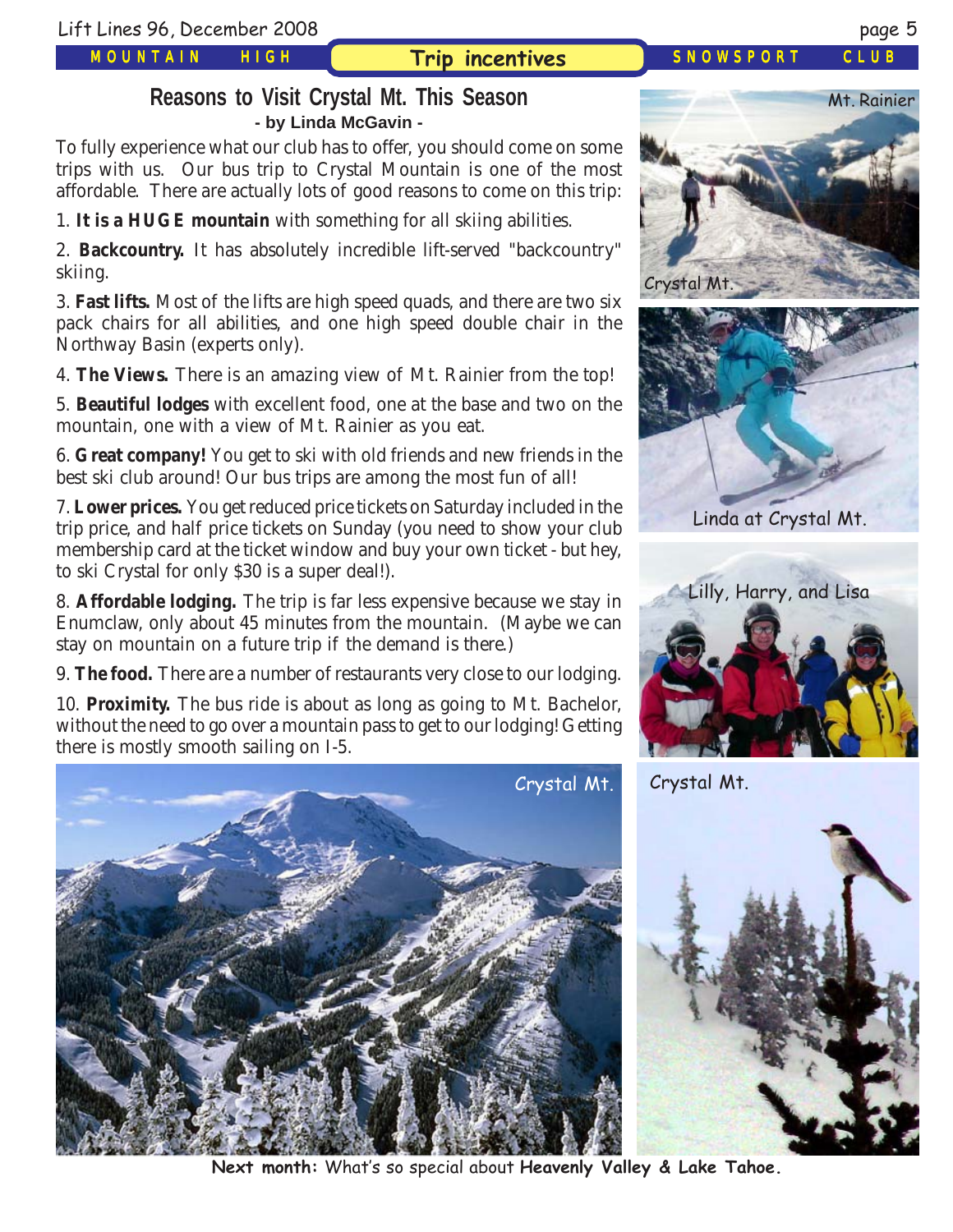## Reasons to Visit Crystal Mt. This Season

**- by Linda McGavin -**

To fully experience what our club has to offer, you should come on some trips with us. Our bus trip to Crystal Mountain is one of the most affordable. There are actually lots of good reasons to come on this trip:

1. **It is a HUGE mountain** with something for all skiing abilities.

2. **Backcountry.** It has absolutely incredible lift-served "backcountry" skiing.

3. **Fast lifts.** Most of the lifts are high speed quads, and there are two six pack chairs for all abilities, and one high speed double chair in the Northway Basin (experts only).

4. **The Views.** There is an amazing view of Mt. Rainier from the top!

5. **Beautiful lodges** with excellent food, one at the base and two on the mountain, one with a view of Mt. Rainier as you eat.

6. **Great company!** You get to ski with old friends and new friends in the best ski club around! Our bus trips are among the most fun of all!

7. **Lower prices.** You get reduced price tickets on Saturday included in the trip price, and half price tickets on Sunday (you need to show your club membership card at the ticket window and buy your own ticket - but hey, to ski Crystal for only $30 is a super deal!).

8. **Affordable lodging.** The trip is far less expensive because we stay in Enumclaw, only about 45 minutes from the mountain. (Maybe we can stay on mountain on a future trip if the demand is there.)

9. **The food.** There are a number of restaurants very close to our lodging.

10. **Proximity.** The bus ride is about as long as going to Mt. Bachelor, without the need to go over a mountain pass to get to our lodging! Getting there is mostly smooth sailing on I-5.

Mt. Rainier

Crystal Mt.

Linda at Crystal Mt.

Lilly, Harry, and Lisa

Crystal Mt.

Crystal Mt.

**Next month:** What's so special about **Heavenly Valley & Lake Tahoe.**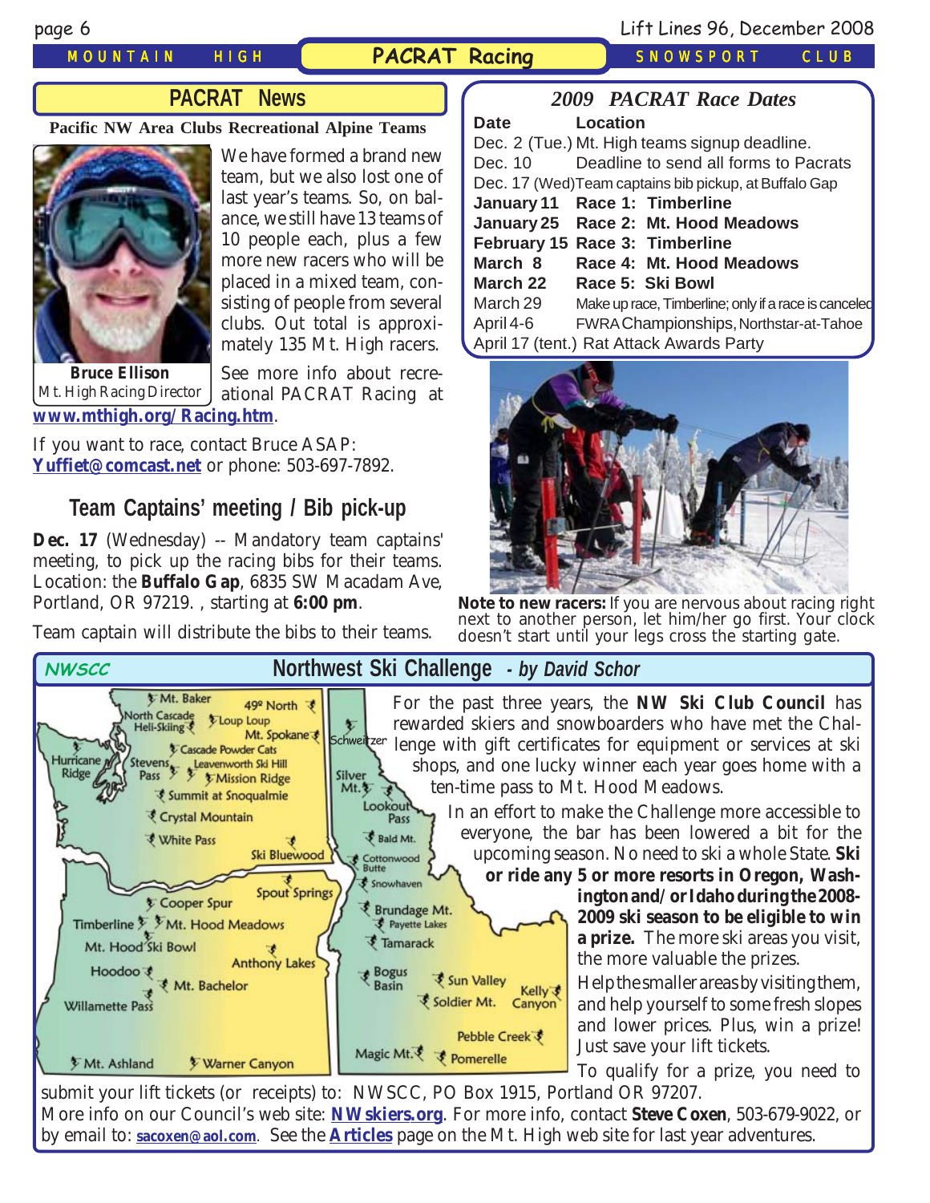## PACRAT Racing

### PACRAT News

**Pacific NW Area Clubs Recreational Alpine Teams**

**Bruce Ellison**
Mt. High Racing Director

We have formed a brand new team, but we also lost one of last year's teams. So, on balance, we still have 13 teams of 10 people each, plus a few more new racers who will be placed in a mixed team, consisting of people from several clubs. Out total is approximately 135 Mt. High racers.

See more info about recreational PACRAT Racing at **www.mthigh.org/Racing.htm**.

If you want to race, contact Bruce ASAP: **Yuffiet@comcast.net** or phone: 503-697-7892.

### Team Captains' meeting / Bib pick-up

**Dec. 17** (Wednesday) -- Mandatory team captains' meeting, to pick up the racing bibs for their teams. Location: the **Buffalo Gap**, 6835 SW Macadam Ave, Portland, OR 97219. , starting at **6:00 pm**.

Team captain will distribute the bibs to their teams.

### *2009 PACRAT Race Dates*

| Date | Location |
|---|---|
| Dec. 2 (Tue.) | Mt. High teams signup deadline. |
| Dec. 10 | Deadline to send all forms to Pacrats |
| Dec. 17 (Wed) | Team captains bib pickup, at Buffalo Gap |
| **January 11** | **Race 1: Timberline** |
| **January 25** | **Race 2: Mt. Hood Meadows** |
| **February 15** | **Race 3: Timberline** |
| **March 8** | **Race 4: Mt. Hood Meadows** |
| **March 22** | **Race 5: Ski Bowl** |
| March 29 | Make up race, Timberline; only if a race is canceled |
| April 4-6 | FWRA Championships, Northstar-at-Tahoe |
| April 17 (tent.) | Rat Attack Awards Party |

**Note to new racers:** If you are nervous about racing right next to another person, let him/her go first. Your clock doesn't start until your legs cross the starting gate.

### NWSCC — Northwest Ski Challenge *- by David Schor*

Mt. Baker, North Cascade Heli-Skiing, 49º North, Loup Loup, Mt. Spokane, Schweitzer, Cascade Powder Cats, Hurricane Ridge, Stevens Pass, Leavenworth Ski Hill, Mission Ridge, Silver Mt., Summit at Snoqualmie, Lookout Pass, Crystal Mountain, White Pass, Bald Mt., Ski Bluewood, Cottonwood Butte, Snowhaven, Spout Springs, Cooper Spur, Brundage Mt., Payette Lakes, Timberline, Mt. Hood Meadows, Tamarack, Mt. Hood Ski Bowl, Anthony Lakes, Bogus Basin, Hoodoo, Sun Valley, Mt. Bachelor, Kelly Canyon, Soldier Mt., Willamette Pass, Pebble Creek, Magic Mt., Pomerelle, Mt. Ashland, Warner Canyon

For the past three years, the **NW Ski Club Council** has rewarded skiers and snowboarders who have met the Challenge with gift certificates for equipment or services at ski shops, and one lucky winner each year goes home with a ten-time pass to Mt. Hood Meadows.

In an effort to make the Challenge more accessible to everyone, the bar has been lowered a bit for the upcoming season. No need to ski a whole State. **Ski or ride any 5 or more resorts in Oregon, Washington and/or Idaho during the 2008-2009 ski season to be eligible to win a prize.** The more ski areas you visit, the more valuable the prizes.

Help the smaller areas by visiting them, and help yourself to some fresh slopes and lower prices. Plus, win a prize! Just save your lift tickets.

To qualify for a prize, you need to submit your lift tickets (or receipts) to: NWSCC, PO Box 1915, Portland OR 97207.

More info on our Council's web site: **NWskiers.org**. For more info, contact **Steve Coxen**, 503-679-9022, or by email to: **sacoxen@aol.com**. See the **Articles** page on the Mt. High web site for last year adventures.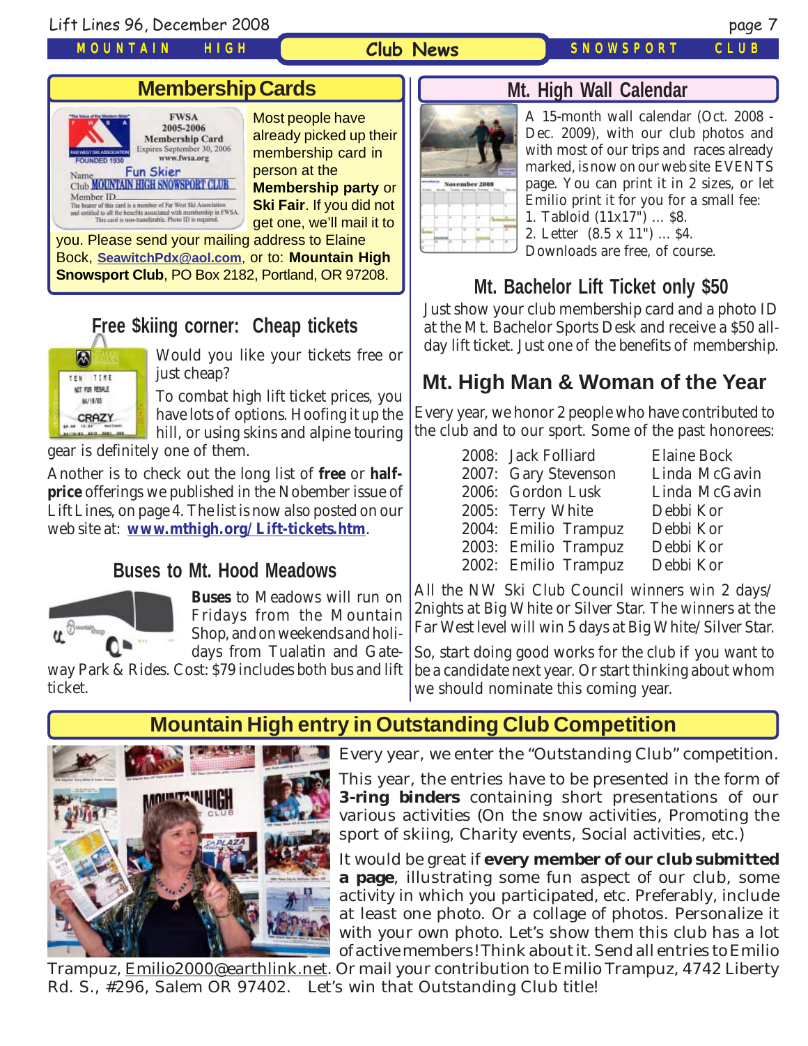## Membership Cards

Most people have already picked up their membership card in person at the **Membership party** or **Ski Fair**. If you did not get one, we'll mail it to you. Please send your mailing address to Elaine Bock, **SeawitchPdx@aol.com**, or to: **Mountain High Snowsport Club**, PO Box 2182, Portland, OR 97208.

## Free $kiing corner: Cheap tickets

Would you like your tickets free or just cheap?

To combat high lift ticket prices, you have lots of options. Hoofing it up the hill, or using skins and alpine touring gear is definitely one of them.

Another is to check out the long list of **free** or **half-price** offerings we published in the Nobember issue of Lift Lines, on page 4. The list is now also posted on our web site at: **www.mthigh.org/Lift-tickets.htm**.

## Buses to Mt. Hood Meadows

**Buses** to Meadows will run on Fridays from the Mountain Shop, and on weekends and holidays from Tualatin and Gateway Park & Rides. Cost: $79 includes both bus and lift ticket.

## Mt. High Wall Calendar

A 15-month wall calendar (Oct. 2008 - Dec. 2009), with our club photos and with most of our trips and races already marked, is now on our web site EVENTS page. You can print it in 2 sizes, or let Emilio print it for you for a small fee:

1. Tabloid (11x17") ... $8.
2. Letter (8.5 x 11") ... $4.

Downloads are free, of course.

## Mt. Bachelor Lift Ticket only $50

Just show your club membership card and a photo ID at the Mt. Bachelor Sports Desk and receive a $50 all-day lift ticket. Just one of the benefits of membership.

## Mt. High Man & Woman of the Year

Every year, we honor 2 people who have contributed to the club and to our sport. Some of the past honorees:

| | | |
|---|---|---|
| 2008: | Jack Folliard | Elaine Bock |
| 2007: | Gary Stevenson | Linda McGavin |
| 2006: | Gordon Lusk | Linda McGavin |
| 2005: | Terry White | Debbi Kor |
| 2004: | Emilio Trampuz | Debbi Kor |
| 2003: | Emilio Trampuz | Debbi Kor |
| 2002: | Emilio Trampuz | Debbi Kor |

All the NW Ski Club Council winners win 2 days/ 2nights at Big White or Silver Star. The winners at the Far West level will win 5 days at Big White/Silver Star.

So, start doing good works for the club if you want to be a candidate next year. Or start thinking about whom we should nominate this coming year.

## Mountain High entry in Outstanding Club Competition

Every year, we enter the "Outstanding Club" competition.

This year, the entries have to be presented in the form of **3-ring binders** containing short presentations of our various activities (On the snow activities, Promoting the sport of skiing, Charity events, Social activities, etc.)

It would be great if **every member of our club submitted a page**, illustrating some fun aspect of our club, some activity in which you participated, etc. Preferably, include at least one photo. Or a collage of photos. Personalize it with your own photo. Let's show them this club has a lot of active members! Think about it. Send all entries to Emilio Trampuz, Emilio2000@earthlink.net. Or mail your contribution to Emilio Trampuz, 4742 Liberty Rd. S., #296, Salem OR 97402. Let's win that Outstanding Club title!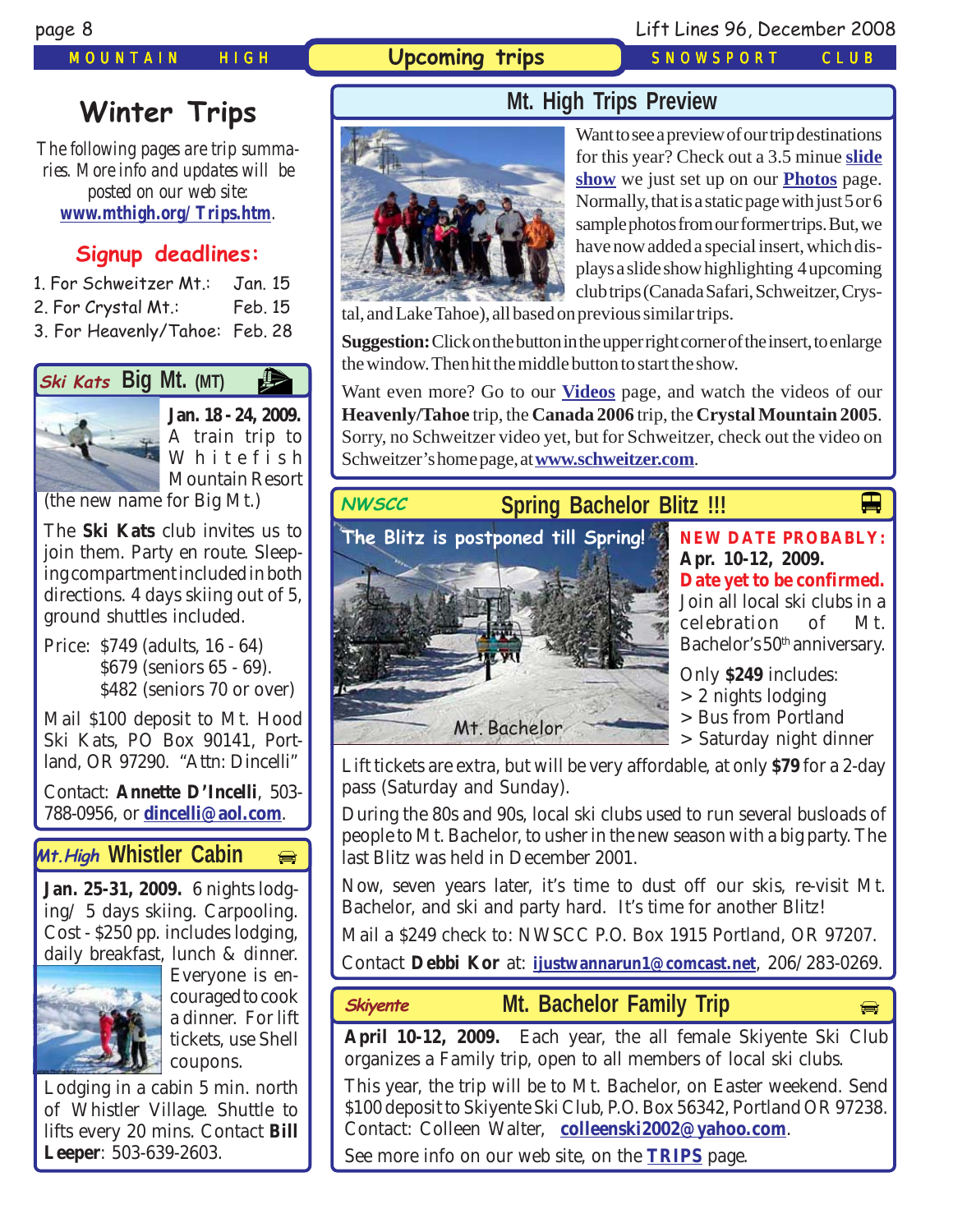# Winter Trips

*The following pages are trip summaries. More info and updates will be posted on our web site:* **www.mthigh.org/Trips.htm**.

## Signup deadlines:

1. For Schweitzer Mt.: Jan. 15
2. For Crystal Mt.: Feb. 15
3. For Heavenly/Tahoe: Feb. 28

## *Ski Kats* Big Mt. (MT)

**Jan. 18 - 24, 2009.** A train trip to Whitefish Mountain Resort (the new name for Big Mt.)

The **Ski Kats** club invites us to join them. Party en route. Sleeping compartment included in both directions. 4 days skiing out of 5, ground shuttles included.

Price: $749 (adults, 16 - 64)
$679 (seniors 65 - 69).
$482 (seniors 70 or over)

Mail $100 deposit to Mt. Hood Ski Kats, PO Box 90141, Portland, OR 97290. "Attn: Dincelli"

Contact: **Annette D'Incelli**, 503-788-0956, or **dincelli@aol.com**.

## *Mt.High* Whistler Cabin

**Jan. 25-31, 2009.** 6 nights lodging/ 5 days skiing. Carpooling. Cost - $250 pp. includes lodging, daily breakfast, lunch & dinner. Everyone is encouraged to cook a dinner. For lift tickets, use Shell coupons.

Lodging in a cabin 5 min. north of Whistler Village. Shuttle to lifts every 20 mins. Contact **Bill Leeper**: 503-639-2603.

## Mt. High Trips Preview

Want to see a preview of our trip destinations for this year? Check out a 3.5 minue **slide show** we just set up on our **Photos** page. Normally, that is a static page with just 5 or 6 sample photos from our former trips. But, we have now added a special insert, which displays a slide show highlighting 4 upcoming club trips (Canada Safari, Schweitzer, Crystal, and Lake Tahoe), all based on previous similar trips.

**Suggestion:** Click on the button in the upper right corner of the insert, to enlarge the window. Then hit the middle button to start the show.

Want even more? Go to our **Videos** page, and watch the videos of our **Heavenly/Tahoe** trip, the **Canada 2006** trip, the **Crystal Mountain 2005**. Sorry, no Schweitzer video yet, but for Schweitzer, check out the video on Schweitzer's home page, at **www.schweitzer.com**.

## *NWSCC* Spring Bachelor Blitz !!!

The Blitz is postponed till Spring!

Mt. Bachelor

**NEW DATE PROBABLY: Apr. 10-12, 2009.**
**Date yet to be confirmed.**
Join all local ski clubs in a celebration of Mt. Bachelor's 50th anniversary.

Only **$249** includes:
> 2 nights lodging
> Bus from Portland
> Saturday night dinner

Lift tickets are extra, but will be very affordable, at only **$79** for a 2-day pass (Saturday and Sunday).

During the 80s and 90s, local ski clubs used to run several busloads of people to Mt. Bachelor, to usher in the new season with a big party. The last Blitz was held in December 2001.

Now, seven years later, it's time to dust off our skis, re-visit Mt. Bachelor, and ski and party hard. It's time for another Blitz!

Mail a $249 check to: NWSCC P.O. Box 1915 Portland, OR 97207.

Contact **Debbi Kor** at: **ijustwannarun1@comcast.net**, 206/283-0269.

## *Skiyente* Mt. Bachelor Family Trip

**April 10-12, 2009.** Each year, the all female Skiyente Ski Club organizes a Family trip, open to all members of local ski clubs.

This year, the trip will be to Mt. Bachelor, on Easter weekend. Send $100 deposit to Skiyente Ski Club, P.O. Box 56342, Portland OR 97238. Contact: Colleen Walter, **colleenski2002@yahoo.com**.

See more info on our web site, on the **TRIPS** page.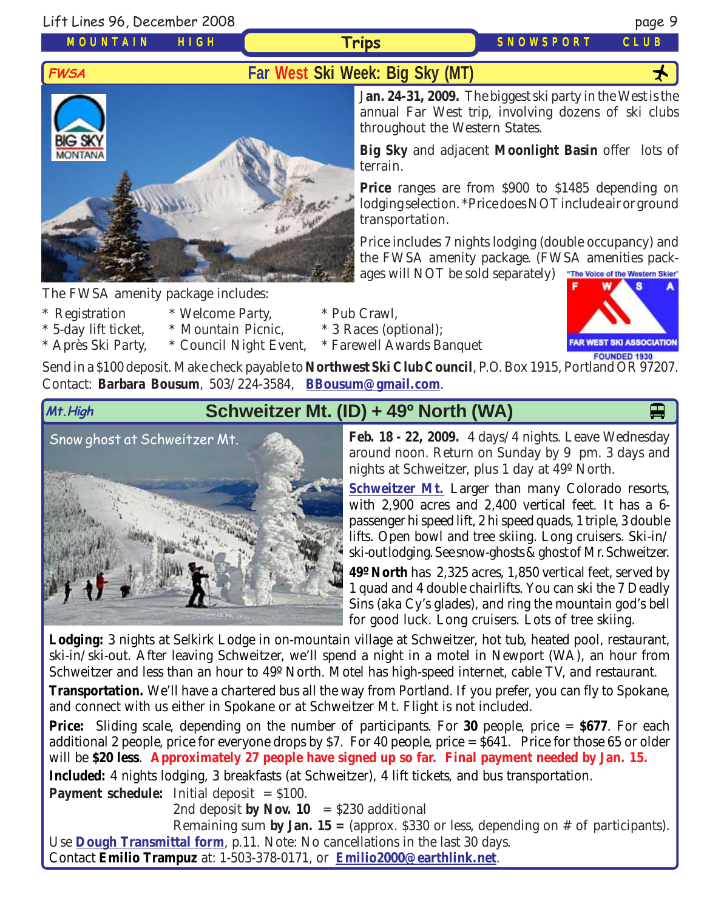## FWSA — Far West Ski Week: Big Sky (MT)

**Jan. 24-31, 2009.** The biggest ski party in the West is the annual Far West trip, involving dozens of ski clubs throughout the Western States.

**Big Sky** and adjacent **Moonlight Basin** offer lots of terrain.

**Price** ranges are from $900 to $1485 depending on lodging selection. *Price does NOT include air or ground transportation.

Price includes 7 nights lodging (double occupancy) and the FWSA amenity package. (FWSA amenities packages will NOT be sold separately)

"The Voice of the Western Skier"
FAR WEST SKI ASSOCIATION
FOUNDED 1930

The FWSA amenity package includes:

- Registration
- 5-day lift ticket,
- Après Ski Party,
- Welcome Party,
- Mountain Picnic,
- Council Night Event,
- Pub Crawl,
- 3 Races (optional);
- Farewell Awards Banquet

Send in a $100 deposit. Make check payable to **Northwest Ski Club Council**, P.O. Box 1915, Portland OR 97207. Contact: **Barbara Bousum**, 503/224-3584, **BBousum@gmail.com**.

## Mt.High — Schweitzer Mt. (ID) + 49º North (WA)

Snow ghost at Schweitzer Mt.

**Feb. 18 - 22, 2009.** 4 days/4 nights. Leave Wednesday around noon. Return on Sunday by 9 pm. 3 days and nights at Schweitzer, plus 1 day at 49º North.

**Schweitzer Mt.** Larger than many Colorado resorts, with 2,900 acres and 2,400 vertical feet. It has a 6-passenger hi speed lift, 2 hi speed quads, 1 triple, 3 double lifts. Open bowl and tree skiing. Long cruisers. Ski-in/ski-out lodging. See snow-ghosts & ghost of Mr. Schweitzer.

**49º North** has 2,325 acres, 1,850 vertical feet, served by 1 quad and 4 double chairlifts. You can ski the 7 Deadly Sins (aka Cy's glades), and ring the mountain god's bell for good luck. Long cruisers. Lots of tree skiing.

**Lodging:** 3 nights at Selkirk Lodge in on-mountain village at Schweitzer, hot tub, heated pool, restaurant, ski-in/ski-out. After leaving Schweitzer, we'll spend a night in a motel in Newport (WA), an hour from Schweitzer and less than an hour to 49º North. Motel has high-speed internet, cable TV, and restaurant.

**Transportation.** We'll have a chartered bus all the way from Portland. If you prefer, you can fly to Spokane, and connect with us either in Spokane or at Schweitzer Mt. Flight is not included.

**Price:** Sliding scale, depending on the number of participants. For **30** people, price = **$677**. For each additional 2 people, price for everyone drops by $7. For 40 people, price = $641. Price for those 65 or older will be **$20 less**. **Approximately 27 people have signed up so far. Final payment needed by Jan. 15.**

**Included:** 4 nights lodging, 3 breakfasts (at Schweitzer), 4 lift tickets, and bus transportation.

**Payment schedule:** Initial deposit = $100.
2nd deposit **by Nov. 10** = $230 additional
Remaining sum **by Jan. 15 =** (approx. $330 or less, depending on # of participants).

Use **Dough Transmittal form**, p.11. Note: No cancellations in the last 30 days.
Contact **Emilio Trampuz** at: 1-503-378-0171, or **Emilio2000@earthlink.net**.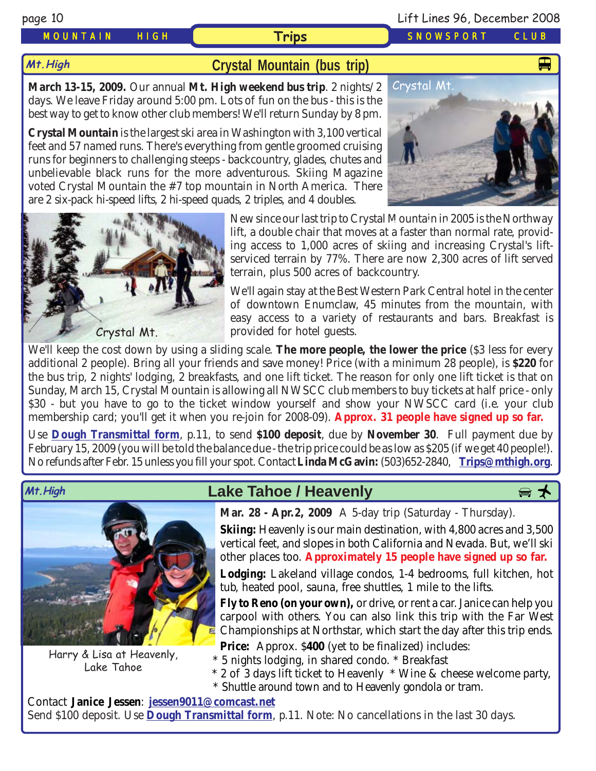## Crystal Mountain (bus trip)

*Mt. High*

**March 13-15, 2009.** Our annual **Mt. High weekend bus trip**. 2 nights/2 days. We leave Friday around 5:00 pm. Lots of fun on the bus - this is the best way to get to know other club members! We'll return Sunday by 8 pm.

**Crystal Mountain** is the largest ski area in Washington with 3,100 vertical feet and 57 named runs. There's everything from gentle groomed cruising runs for beginners to challenging steeps - backcountry, glades, chutes and unbelievable black runs for the more adventurous. Skiing Magazine voted Crystal Mountain the #7 top mountain in North America. There are 2 six-pack hi-speed lifts, 2 hi-speed quads, 2 triples, and 4 doubles.

Crystal Mt.

Crystal Mt.

New since our last trip to Crystal Mountain in 2005 is the Northway lift, a double chair that moves at a faster than normal rate, providing access to 1,000 acres of skiing and increasing Crystal's lift-serviced terrain by 77%. There are now 2,300 acres of lift served terrain, plus 500 acres of backcountry.

We'll again stay at the Best Western Park Central hotel in the center of downtown Enumclaw, 45 minutes from the mountain, with easy access to a variety of restaurants and bars. Breakfast is provided for hotel guests.

We'll keep the cost down by using a sliding scale. **The more people, the lower the price** ($3 less for every additional 2 people). Bring all your friends and save money! Price (with a minimum 28 people), is **$220** for the bus trip, 2 nights' lodging, 2 breakfasts, and one lift ticket. The reason for only one lift ticket is that on Sunday, March 15, Crystal Mountain is allowing all NWSCC club members to buy tickets at half price - only $30 - but you have to go to the ticket window yourself and show your NWSCC card (i.e. your club membership card; you'll get it when you re-join for 2008-09). **Approx. 31 people have signed up so far.**

Use **Dough Transmittal form**, p.11, to send **$100 deposit**, due by **November 30**. Full payment due by February 15, 2009 (you will be told the balance due - the trip price could be as low as $205 (if we get 40 people!). No refunds after Febr. 15 unless you fill your spot. Contact **Linda McGavin:** (503)652-2840, **Trips@mthigh.org**.

## Lake Tahoe / Heavenly

*Mt. High*

Harry & Lisa at Heavenly, Lake Tahoe

**Mar. 28 - Apr.2, 2009** A 5-day trip (Saturday - Thursday).

**Skiing:** Heavenly is our main destination, with 4,800 acres and 3,500 vertical feet, and slopes in both California and Nevada. But, we'll ski other places too. **Approximately 15 people have signed up so far.**

**Lodging:** Lakeland village condos, 1-4 bedrooms, full kitchen, hot tub, heated pool, sauna, free shuttles, 1 mile to the lifts.

**Fly to Reno (on your own),** or drive, or rent a car. Janice can help you carpool with others. You can also link this trip with the Far West Championships at Northstar, which start the day after this trip ends.

**Price:** Approx. $**400** (yet to be finalized) includes:
* 5 nights lodging, in shared condo. * Breakfast
* 2 of 3 days lift ticket to Heavenly * Wine & cheese welcome party,
* Shuttle around town and to Heavenly gondola or tram.

Contact **Janice Jessen**: **jessen9011@comcast.net**
Send $100 deposit. Use **Dough Transmittal form**, p.11. Note: No cancellations in the last 30 days.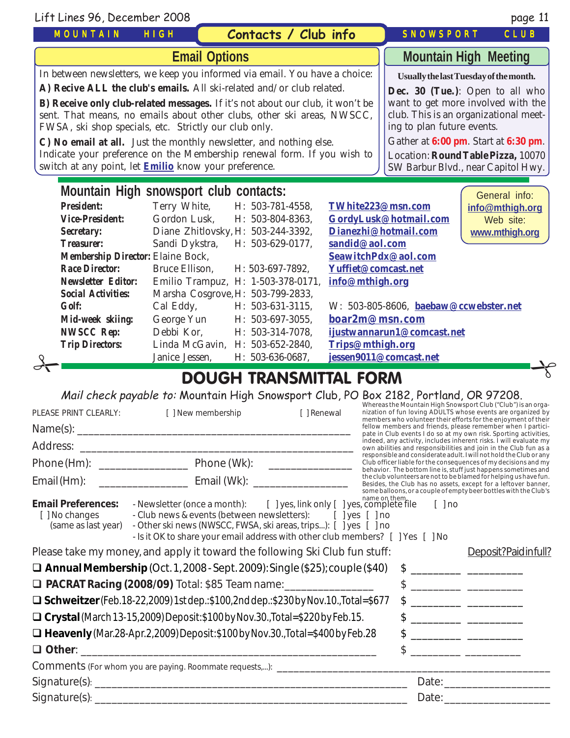## Contacts / Club info

### Email Options

In between newsletters, we keep you informed via email. You have a choice:

**A) Recive ALL the club's emails.** All ski-related and/or club related.

**B) Receive only club-related messages.** If it's not about our club, it won't be sent. That means, no emails about other clubs, other ski areas, NWSCC, FWSA, ski shop specials, etc. Strictly our club only.

**C) No email at all.** Just the monthly newsletter, and nothing else.

Indicate your preference on the Membership renewal form. If you wish to switch at any point, let **Emilio** know your preference.

### Mountain High Meeting

**Usually the last Tuesday of the month.**

**Dec. 30 (Tue.)**: Open to all who want to get more involved with the club. This is an organizational meeting to plan future events.

Gather at **6:00 pm**. Start at **6:30 pm**.

Location: **Round Table Pizza,** 10070 SW Barbur Blvd., near Capitol Hwy.

### Mountain High snowsport club contacts:

| | | | |
|---|---|---|---|
| **President:** | Terry White, | H: 503-781-4558, | TWhite223@msn.com |
| **Vice-President:** | Gordon Lusk, | H: 503-804-8363, | GordyLusk@hotmail.com |
| **Secretary:** | Diane Zhitlovsky, | H: 503-244-3392, | Dianezhi@hotmail.com |
| **Treasurer:** | Sandi Dykstra, | H: 503-629-0177, | sandid@aol.com |
| **Membership Director:** | Elaine Bock, | | SeawitchPdx@aol.com |
| **Race Director:** | Bruce Ellison, | H: 503-697-7892, | Yuffiet@comcast.net |
| **Newsletter Editor:** | Emilio Trampuz, | H: 1-503-378-0171, | info@mthigh.org |
| **Social Activities:** | Marsha Cosgrove, | H: 503-799-2833, | |
| **Golf:** | Cal Eddy, | H: 503-631-3115, | W: 503-805-8606, baebaw@ccwebster.net |
| **Mid-week skiing:** | George Yun | H: 503-697-3055, | boar2m@msn.com |
| **NWSCC Rep:** | Debbi Kor, | H: 503-314-7078, | ijustwannarun1@comcast.net |
| **Trip Directors:** | Linda McGavin, | H: 503-652-2840, | Trips@mthigh.org |
| | Janice Jessen, | H: 503-636-0687, | jessen9011@comcast.net |

General info: info@mthigh.org
Web site: www.mthigh.org

## DOUGH TRANSMITTAL FORM

*Mail check payable to:* Mountain High Snowsport Club, PO Box 2182, Portland, OR 97208.

PLEASE PRINT CLEARLY: [ ] New membership [ ] Renewal

Name(s): ____________________________________________

Address: ____________________________________________

Phone (Hm): ______________ Phone (Wk): ______________

Email (Hm): ______________ Email (Wk): ______________

Whereas the Mountain High Snowsport Club ("Club") is an organization of fun loving ADULTS whose events are organized by members who volunteer their efforts for the enjoyment of their fellow members and friends, please remember when I participate in Club events I do so at my own risk. Sporting activities, indeed, any activity, includes inherent risks. I will evaluate my own abilities and responsibilities and join in the Club fun as a responsible and considerate adult. I will not hold the Club or any Club officer liable for the consequences of my decisions and my behavior. The bottom line is, stuff just happens sometimes and the club volunteers are not to be blamed for helping us have fun. Besides, the Club has no assets, except for a leftover banner, some balloons, or a couple of empty beer bottles with the Club's name on them.

**Email Preferences:**
[ ] No changes (same as last year)
- Newsletter (once a month): [ ] yes, link only [ ] yes, complete file [ ] no
- Club news & events (between newsletters): [ ] yes [ ] no
- Other ski news (NWSCC, FWSA, ski areas, trips...): [ ] yes [ ] no
- Is it OK to share your email address with other club members? [ ] Yes [ ] No

Please take my money, and apply it toward the following Ski Club fun stuff: Deposit? Paid in full?

❑ **Annual Membership** (Oct. 1, 2008 - Sept. 2009): Single ($25); couple ($40) $ ________ ________

❑ **PACRAT Racing (2008/09)** Total: $85 Team name:______________ $ ________ ________

❑ **Schweitzer** (Feb.18-22, 2009) 1st dep.: $100, 2nd dep.: $230 by Nov.10., Total=$677 $ ________ ________

❑ **Crystal** (March 13-15, 2009) Deposit: $100 by Nov.30., Total=$220 by Feb.15. $ ________ ________

❑ **Heavenly** (Mar.28-Apr.2, 2009) Deposit: $100 by Nov.30., Total=$400 by Feb.28 $ ________ ________

❑ **Other**: ____________________________________________ $ ________ ________

Comments (For whom you are paying. Roommate requests,...): ____________________________________________

Signature(s): ____________________________________________ Date: ________________

Signature(s): ____________________________________________ Date: ________________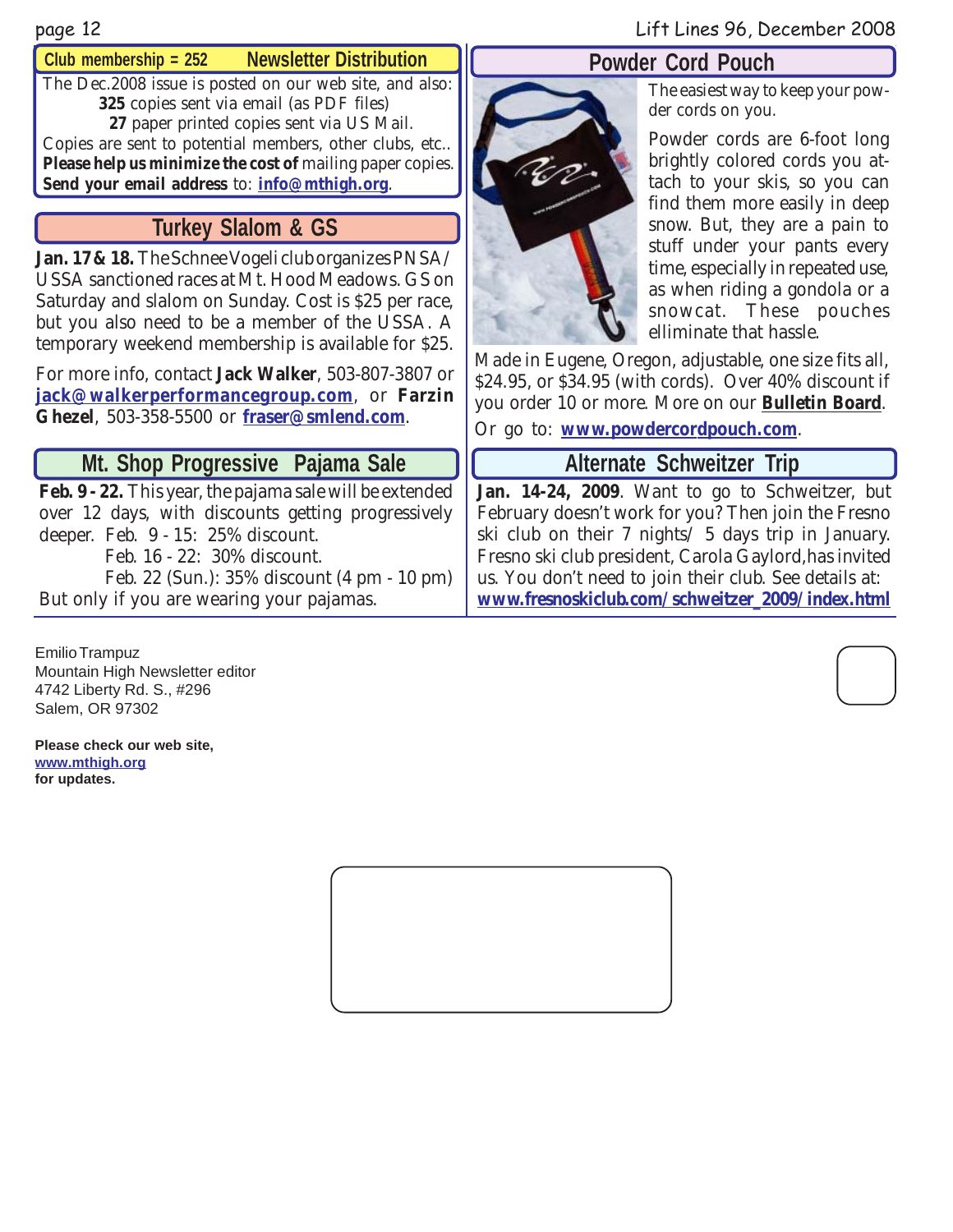## Club membership = 252 Newsletter Distribution

The Dec.2008 issue is posted on our web site, and also:
**325** copies sent via email (as PDF files)
**27** paper printed copies sent via US Mail.
Copies are sent to potential members, other clubs, etc..
**Please help us minimize the cost of** mailing paper copies.
**Send your email address** to: **info@mthigh.org**.

## Turkey Slalom & GS

**Jan. 17 & 18.** The Schnee Vogeli club organizes PNSA/USSA sanctioned races at Mt. Hood Meadows. GS on Saturday and slalom on Sunday. Cost is $25 per race, but you also need to be a member of the USSA. A temporary weekend membership is available for $25.

For more info, contact **Jack Walker**, 503-807-3807 or **jack@walkerperformancegroup.com**, or **Farzin Ghezel**, 503-358-5500 or **fraser@smlend.com**.

## Mt. Shop Progressive Pajama Sale

**Feb. 9 - 22.** This year, the pajama sale will be extended over 12 days, with discounts getting progressively deeper. Feb. 9 - 15: 25% discount.
Feb. 16 - 22: 30% discount.
Feb. 22 (Sun.): 35% discount (4 pm - 10 pm)
But only if you are wearing your pajamas.

## Powder Cord Pouch

The easiest way to keep your powder cords on you.

Powder cords are 6-foot long brightly colored cords you attach to your skis, so you can find them more easily in deep snow. But, they are a pain to stuff under your pants every time, especially in repeated use, as when riding a gondola or a snowcat. These pouches elliminate that hassle.

Made in Eugene, Oregon, adjustable, one size fits all, $24.95, or $34.95 (with cords). Over 40% discount if you order 10 or more. More on our **Bulletin Board**.

Or go to: **www.powdercordpouch.com**.

## Alternate Schweitzer Trip

**Jan. 14-24, 2009**. Want to go to Schweitzer, but February doesn't work for you? Then join the Fresno ski club on their 7 nights/ 5 days trip in January. Fresno ski club president, Carola Gaylord, has invited us. You don't need to join their club. See details at: **www.fresnoskiclub.com/schweitzer_2009/index.html**

Emilio Trampuz
Mountain High Newsletter editor
4742 Liberty Rd. S., #296
Salem, OR 97302

**Please check our web site,**
**www.mthigh.org**
**for updates.**